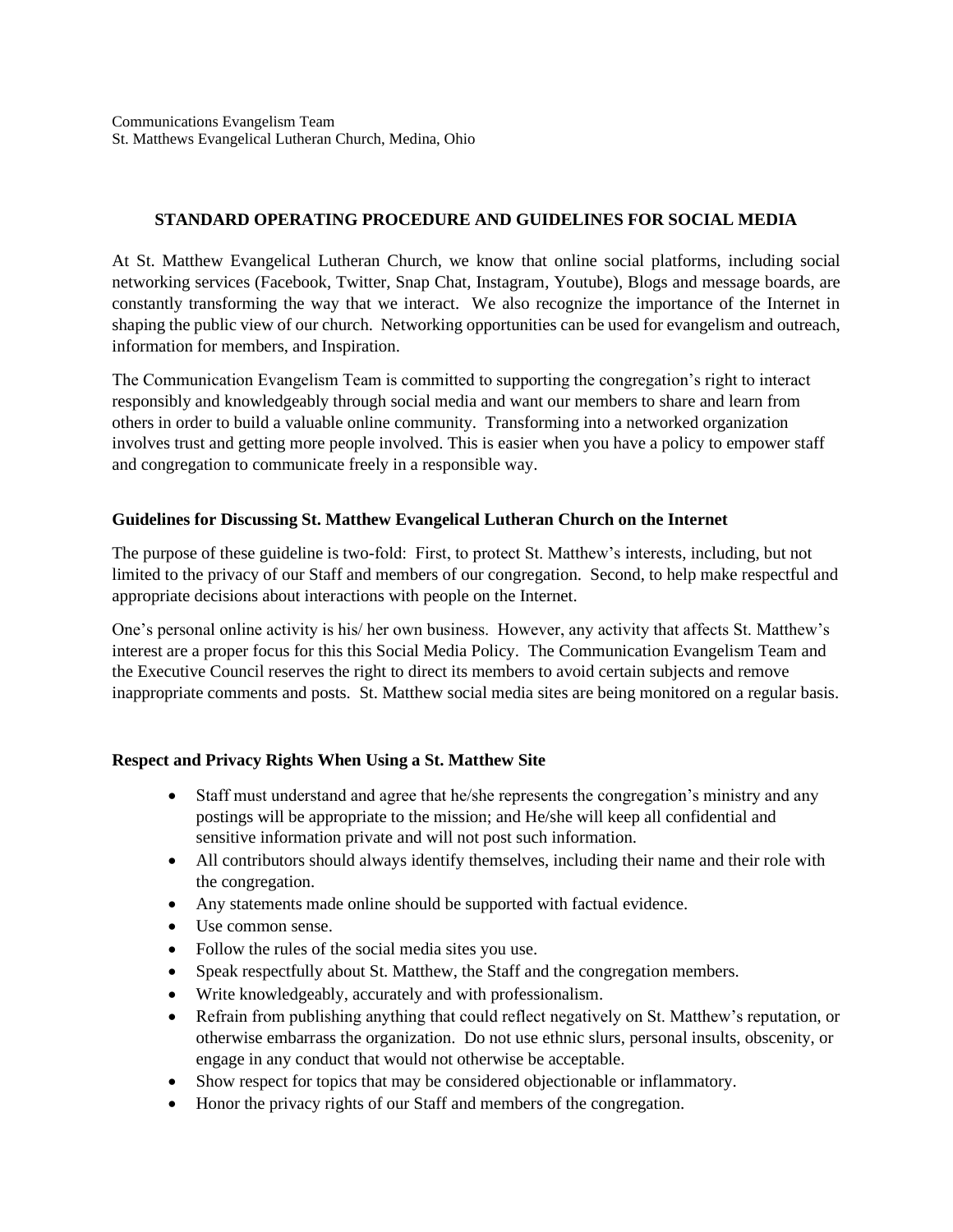Communications Evangelism Team
St. Matthews Evangelical Lutheran Church, Medina, Ohio

# STANDARD OPERATING PROCEDURE AND GUIDELINES FOR SOCIAL MEDIA

At St. Matthew Evangelical Lutheran Church, we know that online social platforms, including social networking services (Facebook, Twitter, Snap Chat, Instagram, Youtube), Blogs and message boards, are constantly transforming the way that we interact. We also recognize the importance of the Internet in shaping the public view of our church. Networking opportunities can be used for evangelism and outreach, information for members, and Inspiration.

The Communication Evangelism Team is committed to supporting the congregation's right to interact responsibly and knowledgeably through social media and want our members to share and learn from others in order to build a valuable online community. Transforming into a networked organization involves trust and getting more people involved. This is easier when you have a policy to empower staff and congregation to communicate freely in a responsible way.

## Guidelines for Discussing St. Matthew Evangelical Lutheran Church on the Internet

The purpose of these guideline is two-fold: First, to protect St. Matthew's interests, including, but not limited to the privacy of our Staff and members of our congregation. Second, to help make respectful and appropriate decisions about interactions with people on the Internet.

One's personal online activity is his/ her own business. However, any activity that affects St. Matthew's interest are a proper focus for this this Social Media Policy. The Communication Evangelism Team and the Executive Council reserves the right to direct its members to avoid certain subjects and remove inappropriate comments and posts. St. Matthew social media sites are being monitored on a regular basis.

## Respect and Privacy Rights When Using a St. Matthew Site

- Staff must understand and agree that he/she represents the congregation's ministry and any postings will be appropriate to the mission; and He/she will keep all confidential and sensitive information private and will not post such information.
- All contributors should always identify themselves, including their name and their role with the congregation.
- Any statements made online should be supported with factual evidence.
- Use common sense.
- Follow the rules of the social media sites you use.
- Speak respectfully about St. Matthew, the Staff and the congregation members.
- Write knowledgeably, accurately and with professionalism.
- Refrain from publishing anything that could reflect negatively on St. Matthew's reputation, or otherwise embarrass the organization. Do not use ethnic slurs, personal insults, obscenity, or engage in any conduct that would not otherwise be acceptable.
- Show respect for topics that may be considered objectionable or inflammatory.
- Honor the privacy rights of our Staff and members of the congregation.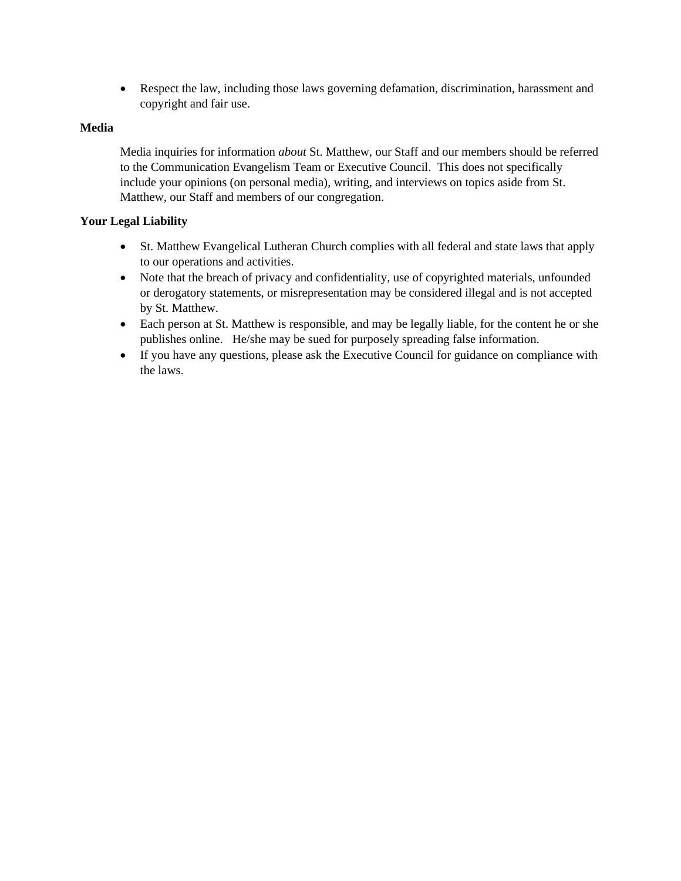- Respect the law, including those laws governing defamation, discrimination, harassment and copyright and fair use.

**Media**

Media inquiries for information *about* St. Matthew, our Staff and our members should be referred to the Communication Evangelism Team or Executive Council. This does not specifically include your opinions (on personal media), writing, and interviews on topics aside from St. Matthew, our Staff and members of our congregation.

**Your Legal Liability**

- St. Matthew Evangelical Lutheran Church complies with all federal and state laws that apply to our operations and activities.
- Note that the breach of privacy and confidentiality, use of copyrighted materials, unfounded or derogatory statements, or misrepresentation may be considered illegal and is not accepted by St. Matthew.
- Each person at St. Matthew is responsible, and may be legally liable, for the content he or she publishes online. He/she may be sued for purposely spreading false information.
- If you have any questions, please ask the Executive Council for guidance on compliance with the laws.